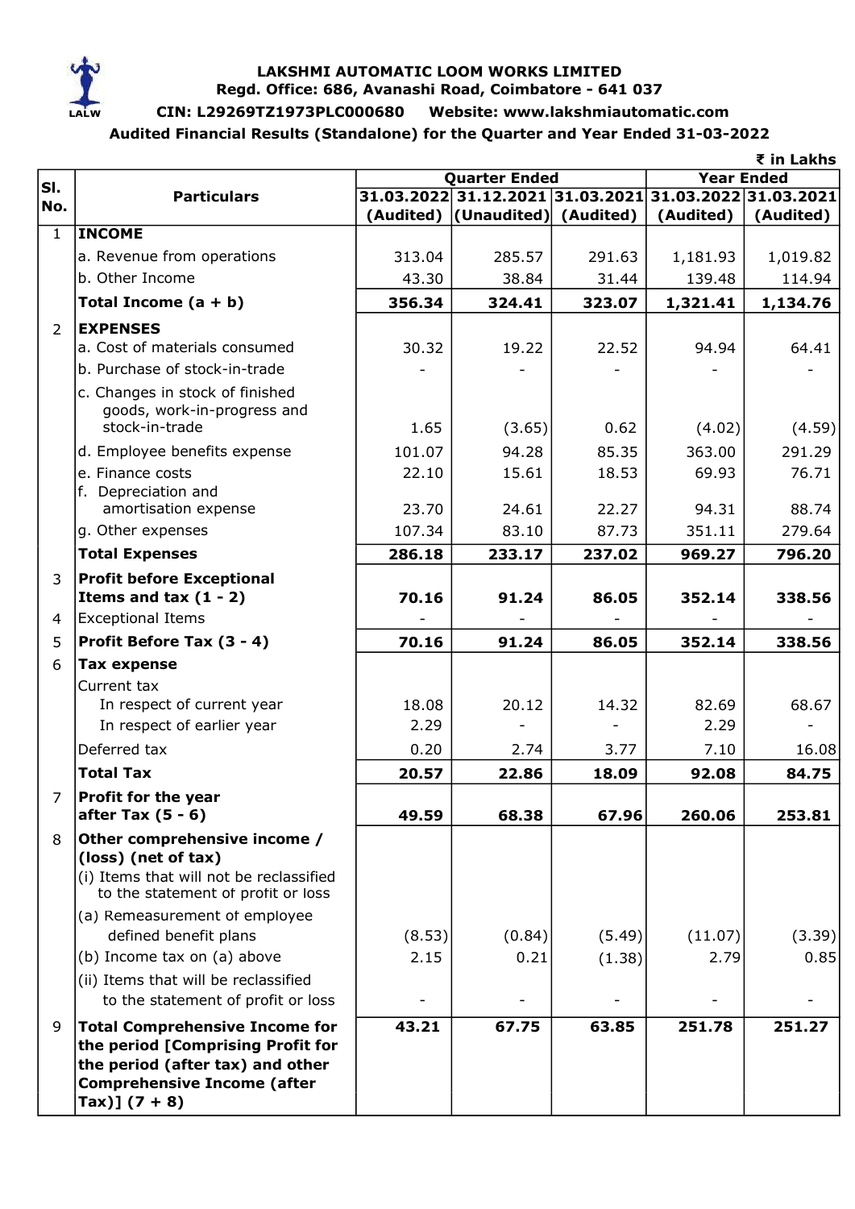**LAKSHMI AUTOMATIC LOOM WORKS LIMITED**

**Regd. Office: 686, Avanashi Road, Coimbatore - 641 037**

**CIN: L29269TZ1973PLC000680 Website: www.lakshmiautomatic.com**

**Audited Financial Results (Standalone) for the Quarter and Year Ended 31-03-2022**

₹ in Lakhs

| Sl. No. | Particulars | Quarter Ended | | | Year Ended | |
|---|---|---|---|---|---|---|
| | | 31.03.2022 (Audited) | 31.12.2021 (Unaudited) | 31.03.2021 (Audited) | 31.03.2022 (Audited) | 31.03.2021 (Audited) |
| 1 | **INCOME** | | | | | |
| | a. Revenue from operations | 313.04 | 285.57 | 291.63 | 1,181.93 | 1,019.82 |
| | b. Other Income | 43.30 | 38.84 | 31.44 | 139.48 | 114.94 |
| | **Total Income (a + b)** | **356.34** | **324.41** | **323.07** | **1,321.41** | **1,134.76** |
| 2 | **EXPENSES** | | | | | |
| | a. Cost of materials consumed | 30.32 | 19.22 | 22.52 | 94.94 | 64.41 |
| | b. Purchase of stock-in-trade | - | - | - | - | - |
| | c. Changes in stock of finished goods, work-in-progress and stock-in-trade | 1.65 | (3.65) | 0.62 | (4.02) | (4.59) |
| | d. Employee benefits expense | 101.07 | 94.28 | 85.35 | 363.00 | 291.29 |
| | e. Finance costs | 22.10 | 15.61 | 18.53 | 69.93 | 76.71 |
| | f. Depreciation and amortisation expense | 23.70 | 24.61 | 22.27 | 94.31 | 88.74 |
| | g. Other expenses | 107.34 | 83.10 | 87.73 | 351.11 | 279.64 |
| | **Total Expenses** | **286.18** | **233.17** | **237.02** | **969.27** | **796.20** |
| 3 | **Profit before Exceptional Items and tax (1 - 2)** | **70.16** | **91.24** | **86.05** | **352.14** | **338.56** |
| 4 | Exceptional Items | - | - | - | - | - |
| 5 | **Profit Before Tax (3 - 4)** | **70.16** | **91.24** | **86.05** | **352.14** | **338.56** |
| 6 | **Tax expense** | | | | | |
| | Current tax | | | | | |
| | In respect of current year | 18.08 | 20.12 | 14.32 | 82.69 | 68.67 |
| | In respect of earlier year | 2.29 | - | - | 2.29 | - |
| | Deferred tax | 0.20 | 2.74 | 3.77 | 7.10 | 16.08 |
| | **Total Tax** | **20.57** | **22.86** | **18.09** | **92.08** | **84.75** |
| 7 | **Profit for the year after Tax (5 - 6)** | **49.59** | **68.38** | **67.96** | **260.06** | **253.81** |
| 8 | **Other comprehensive income / (loss) (net of tax)** | | | | | |
| | (i) Items that will not be reclassified to the statement of profit or loss | | | | | |
| | (a) Remeasurement of employee defined benefit plans | (8.53) | (0.84) | (5.49) | (11.07) | (3.39) |
| | (b) Income tax on (a) above | 2.15 | 0.21 | (1.38) | 2.79 | 0.85 |
| | (ii) Items that will be reclassified to the statement of profit or loss | - | - | - | - | - |
| 9 | **Total Comprehensive Income for the period [Comprising Profit for the period (after tax) and other Comprehensive Income (after Tax)] (7 + 8)** | **43.21** | **67.75** | **63.85** | **251.78** | **251.27** |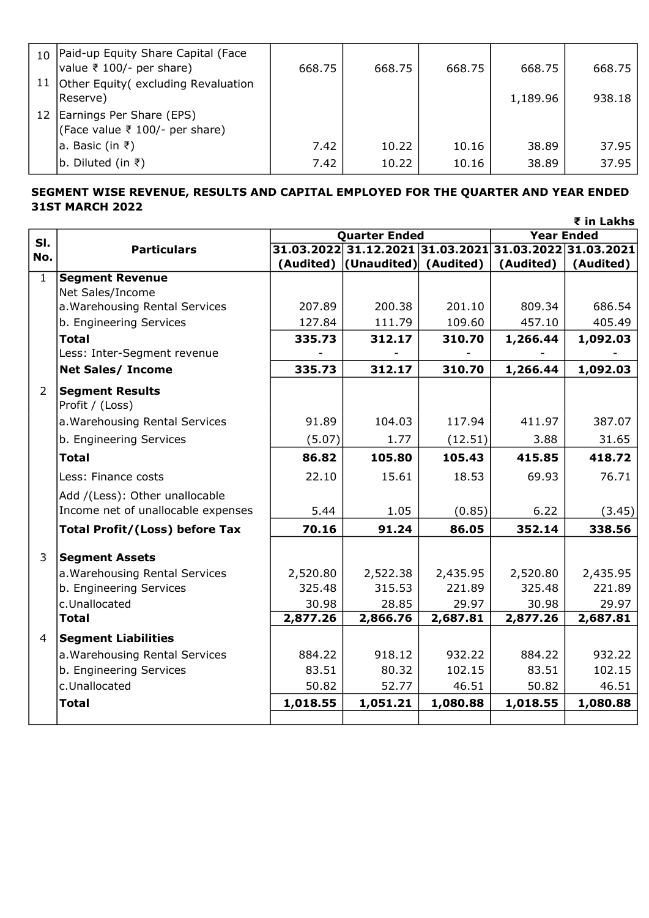| | | | | | | |
|---|---|---|---|---|---|---|
| 10 | Paid-up Equity Share Capital (Face value ₹ 100/- per share) | 668.75 | 668.75 | 668.75 | 668.75 | 668.75 |
| 11 | Other Equity( excluding Revaluation Reserve) | | | | 1,189.96 | 938.18 |
| 12 | Earnings Per Share (EPS) (Face value ₹ 100/- per share) | | | | | |
| | a. Basic (in ₹) | 7.42 | 10.22 | 10.16 | 38.89 | 37.95 |
| | b. Diluted (in ₹) | 7.42 | 10.22 | 10.16 | 38.89 | 37.95 |

**SEGMENT WISE REVENUE, RESULTS AND CAPITAL EMPLOYED FOR THE QUARTER AND YEAR ENDED 31ST MARCH 2022**

**₹ in Lakhs**

| Sl. No. | Particulars | Quarter Ended | | | Year Ended | |
|---|---|---|---|---|---|---|
| | | 31.03.2022 (Audited) | 31.12.2021 (Unaudited) | 31.03.2021 (Audited) | 31.03.2022 (Audited) | 31.03.2021 (Audited) |
| 1 | **Segment Revenue** | | | | | |
| | Net Sales/Income | | | | | |
| | a.Warehousing Rental Services | 207.89 | 200.38 | 201.10 | 809.34 | 686.54 |
| | b. Engineering Services | 127.84 | 111.79 | 109.60 | 457.10 | 405.49 |
| | **Total** | **335.73** | **312.17** | **310.70** | **1,266.44** | **1,092.03** |
| | Less: Inter-Segment revenue | - | - | - | - | - |
| | **Net Sales/ Income** | **335.73** | **312.17** | **310.70** | **1,266.44** | **1,092.03** |
| 2 | **Segment Results** | | | | | |
| | Profit / (Loss) | | | | | |
| | a.Warehousing Rental Services | 91.89 | 104.03 | 117.94 | 411.97 | 387.07 |
| | b. Engineering Services | (5.07) | 1.77 | (12.51) | 3.88 | 31.65 |
| | **Total** | **86.82** | **105.80** | **105.43** | **415.85** | **418.72** |
| | Less: Finance costs | 22.10 | 15.61 | 18.53 | 69.93 | 76.71 |
| | Add /(Less): Other unallocable Income net of unallocable expenses | 5.44 | 1.05 | (0.85) | 6.22 | (3.45) |
| | **Total Profit/(Loss) before Tax** | **70.16** | **91.24** | **86.05** | **352.14** | **338.56** |
| 3 | **Segment Assets** | | | | | |
| | a.Warehousing Rental Services | 2,520.80 | 2,522.38 | 2,435.95 | 2,520.80 | 2,435.95 |
| | b. Engineering Services | 325.48 | 315.53 | 221.89 | 325.48 | 221.89 |
| | c.Unallocated | 30.98 | 28.85 | 29.97 | 30.98 | 29.97 |
| | **Total** | **2,877.26** | **2,866.76** | **2,687.81** | **2,877.26** | **2,687.81** |
| 4 | **Segment Liabilities** | | | | | |
| | a.Warehousing Rental Services | 884.22 | 918.12 | 932.22 | 884.22 | 932.22 |
| | b. Engineering Services | 83.51 | 80.32 | 102.15 | 83.51 | 102.15 |
| | c.Unallocated | 50.82 | 52.77 | 46.51 | 50.82 | 46.51 |
| | **Total** | **1,018.55** | **1,051.21** | **1,080.88** | **1,018.55** | **1,080.88** |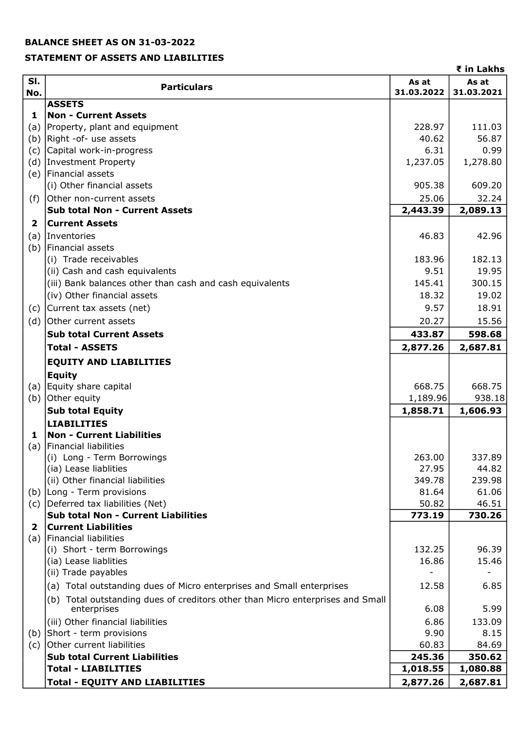**BALANCE SHEET AS ON 31-03-2022**

**STATEMENT OF ASSETS AND LIABILITIES**

₹ in Lakhs

| Sl. No. | Particulars | As at 31.03.2022 | As at 31.03.2021 |
|---|---|---|---|
| | **ASSETS** | | |
| **1** | **Non - Current Assets** | | |
| (a) | Property, plant and equipment | 228.97 | 111.03 |
| (b) | Right -of- use assets | 40.62 | 56.87 |
| (c) | Capital work-in-progress | 6.31 | 0.99 |
| (d) | Investment Property | 1,237.05 | 1,278.80 |
| (e) | Financial assets | | |
| | (i) Other financial assets | 905.38 | 609.20 |
| (f) | Other non-current assets | 25.06 | 32.24 |
| | **Sub total Non - Current Assets** | **2,443.39** | **2,089.13** |
| **2** | **Current Assets** | | |
| (a) | Inventories | 46.83 | 42.96 |
| (b) | Financial assets | | |
| | (i) Trade receivables | 183.96 | 182.13 |
| | (ii) Cash and cash equivalents | 9.51 | 19.95 |
| | (iii) Bank balances other than cash and cash equivalents | 145.41 | 300.15 |
| | (iv) Other financial assets | 18.32 | 19.02 |
| (c) | Current tax assets (net) | 9.57 | 18.91 |
| (d) | Other current assets | 20.27 | 15.56 |
| | **Sub total Current Assets** | **433.87** | **598.68** |
| | **Total - ASSETS** | **2,877.26** | **2,687.81** |
| | **EQUITY AND LIABILITIES** | | |
| | **Equity** | | |
| (a) | Equity share capital | 668.75 | 668.75 |
| (b) | Other equity | 1,189.96 | 938.18 |
| | **Sub total Equity** | **1,858.71** | **1,606.93** |
| | **LIABILITIES** | | |
| **1** | **Non - Current Liabilities** | | |
| (a) | Financial liabilities | | |
| | (i) Long - Term Borrowings | 263.00 | 337.89 |
| | (ia) Lease liablities | 27.95 | 44.82 |
| | (ii) Other financial liabilities | 349.78 | 239.98 |
| (b) | Long - Term provisions | 81.64 | 61.06 |
| (c) | Deferred tax liabilities (Net) | 50.82 | 46.51 |
| | **Sub total Non - Current Liabilities** | **773.19** | **730.26** |
| **2** | **Current Liabilities** | | |
| (a) | Financial liabilities | | |
| | (i) Short - term Borrowings | 132.25 | 96.39 |
| | (ia) Lease liablities | 16.86 | 15.46 |
| | (ii) Trade payables | - | - |
| | (a) Total outstanding dues of Micro enterprises and Small enterprises | 12.58 | 6.85 |
| | (b) Total outstanding dues of creditors other than Micro enterprises and Small enterprises | 6.08 | 5.99 |
| | (iii) Other financial liabilities | 6.86 | 133.09 |
| (b) | Short - term provisions | 9.90 | 8.15 |
| (c) | Other current liabilities | 60.83 | 84.69 |
| | **Sub total Current Liabilities** | **245.36** | **350.62** |
| | **Total - LIABILITIES** | **1,018.55** | **1,080.88** |
| | **Total - EQUITY AND LIABILITIES** | **2,877.26** | **2,687.81** |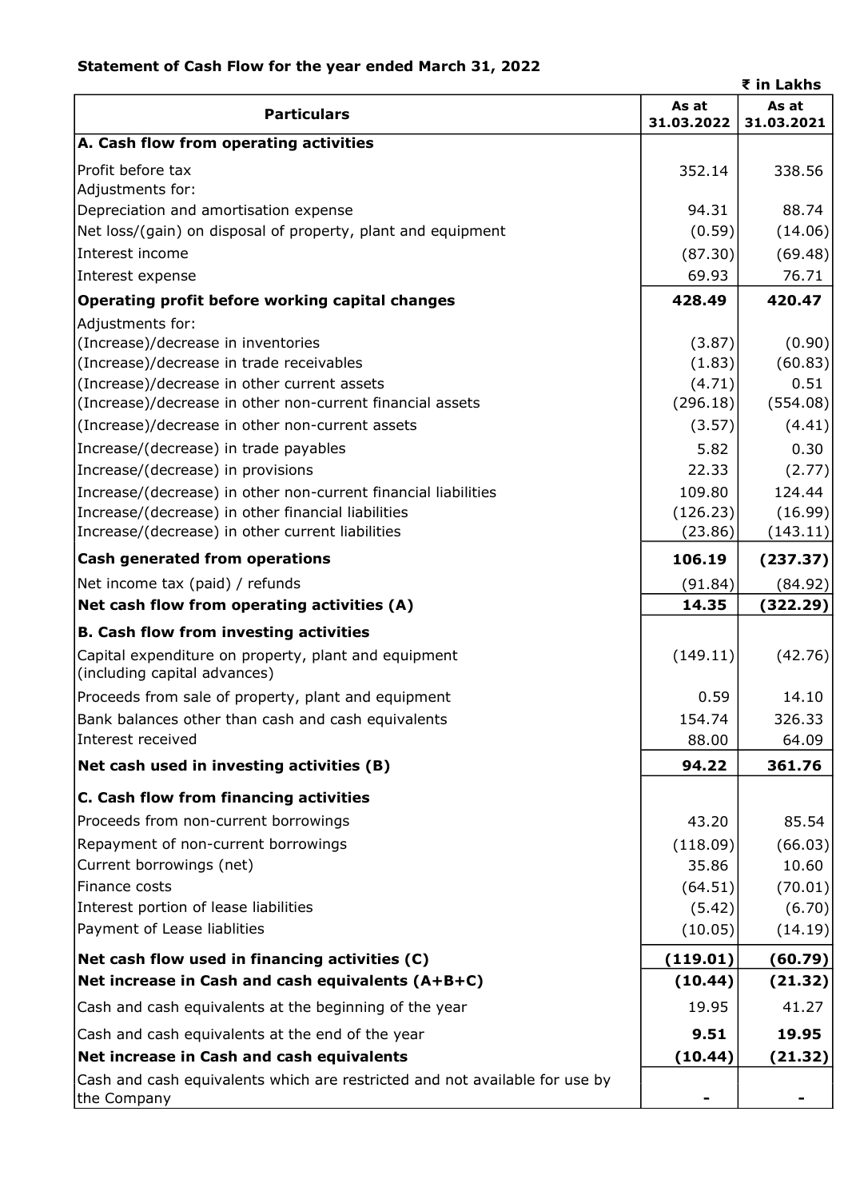**Statement of Cash Flow for the year ended March 31, 2022**

₹ in Lakhs

| Particulars | As at 31.03.2022 | As at 31.03.2021 |
|---|---|---|
| **A. Cash flow from operating activities** | | |
| Profit before tax | 352.14 | 338.56 |
| Adjustments for: | | |
| Depreciation and amortisation expense | 94.31 | 88.74 |
| Net loss/(gain) on disposal of property, plant and equipment | (0.59) | (14.06) |
| Interest income | (87.30) | (69.48) |
| Interest expense | 69.93 | 76.71 |
| **Operating profit before working capital changes** | **428.49** | **420.47** |
| Adjustments for: | | |
| (Increase)/decrease in inventories | (3.87) | (0.90) |
| (Increase)/decrease in trade receivables | (1.83) | (60.83) |
| (Increase)/decrease in other current assets | (4.71) | 0.51 |
| (Increase)/decrease in other non-current financial assets | (296.18) | (554.08) |
| (Increase)/decrease in other non-current assets | (3.57) | (4.41) |
| Increase/(decrease) in trade payables | 5.82 | 0.30 |
| Increase/(decrease) in provisions | 22.33 | (2.77) |
| Increase/(decrease) in other non-current financial liabilities | 109.80 | 124.44 |
| Increase/(decrease) in other financial liabilities | (126.23) | (16.99) |
| Increase/(decrease) in other current liabilities | (23.86) | (143.11) |
| **Cash generated from operations** | **106.19** | **(237.37)** |
| Net income tax (paid) / refunds | (91.84) | (84.92) |
| **Net cash flow from operating activities (A)** | **14.35** | **(322.29)** |
| **B. Cash flow from investing activities** | | |
| Capital expenditure on property, plant and equipment (including capital advances) | (149.11) | (42.76) |
| Proceeds from sale of property, plant and equipment | 0.59 | 14.10 |
| Bank balances other than cash and cash equivalents | 154.74 | 326.33 |
| Interest received | 88.00 | 64.09 |
| **Net cash used in investing activities (B)** | **94.22** | **361.76** |
| **C. Cash flow from financing activities** | | |
| Proceeds from non-current borrowings | 43.20 | 85.54 |
| Repayment of non-current borrowings | (118.09) | (66.03) |
| Current borrowings (net) | 35.86 | 10.60 |
| Finance costs | (64.51) | (70.01) |
| Interest portion of lease liabilities | (5.42) | (6.70) |
| Payment of Lease liablities | (10.05) | (14.19) |
| **Net cash flow used in financing activities (C)** | **(119.01)** | **(60.79)** |
| **Net increase in Cash and cash equivalents (A+B+C)** | **(10.44)** | **(21.32)** |
| Cash and cash equivalents at the beginning of the year | 19.95 | 41.27 |
| Cash and cash equivalents at the end of the year | **9.51** | **19.95** |
| **Net increase in Cash and cash equivalents** | **(10.44)** | **(21.32)** |
| Cash and cash equivalents which are restricted and not available for use by the Company | - | - |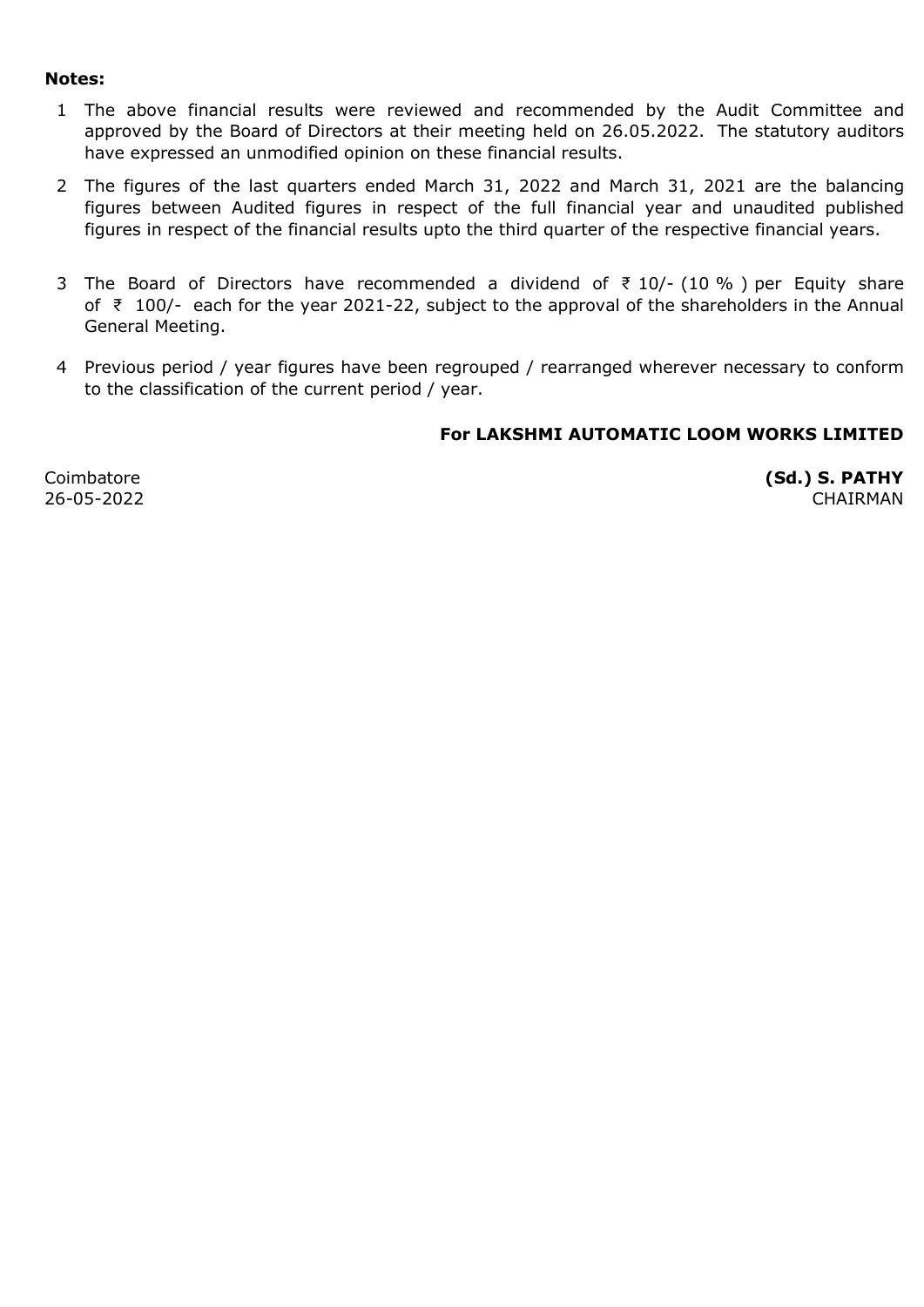**Notes:**

1. The above financial results were reviewed and recommended by the Audit Committee and approved by the Board of Directors at their meeting held on 26.05.2022. The statutory auditors have expressed an unmodified opinion on these financial results.
2. The figures of the last quarters ended March 31, 2022 and March 31, 2021 are the balancing figures between Audited figures in respect of the full financial year and unaudited published figures in respect of the financial results upto the third quarter of the respective financial years.
3. The Board of Directors have recommended a dividend of ₹ 10/- (10 % ) per Equity share of ₹ 100/- each for the year 2021-22, subject to the approval of the shareholders in the Annual General Meeting.
4. Previous period / year figures have been regrouped / rearranged wherever necessary to conform to the classification of the current period / year.

**For LAKSHMI AUTOMATIC LOOM WORKS LIMITED**

Coimbatore
26-05-2022

**(Sd.) S. PATHY**
CHAIRMAN